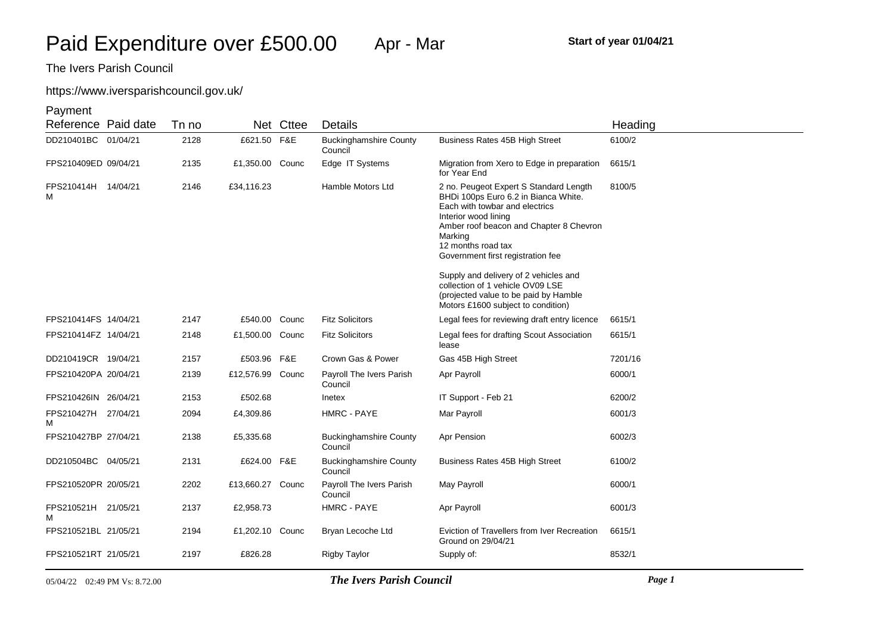# Paid Expenditure over £500.00 Apr - Mar

**Start of year 01/04/21**

The Ivers Parish Council

https://www.iversparishcouncil.gov.uk/

| Payment Reference | Paid date | Tn no | Net | Cttee | Details | | Heading |
|---|---|---|---|---|---|---|---|
| DD210401BC | 01/04/21 | 2128 | £621.50 | F&E | Buckinghamshire County Council | Business Rates 45B High Street | 6100/2 |
| FPS210409ED | 09/04/21 | 2135 | £1,350.00 | Counc | Edge IT Systems | Migration from Xero to Edge in preparation for Year End | 6615/1 |
| FPS210414HM | 14/04/21 | 2146 | £34,116.23 | | Hamble Motors Ltd | 2 no. Peugeot Expert S Standard Length BHDi 100ps Euro 6.2 in Bianca White. Each with towbar and electrics<br>Interior wood lining<br>Amber roof beacon and Chapter 8 Chevron Marking<br>12 months road tax<br>Government first registration fee<br><br>Supply and delivery of 2 vehicles and collection of 1 vehicle OV09 LSE (projected value to be paid by Hamble Motors £1600 subject to condition) | 8100/5 |
| FPS210414FS | 14/04/21 | 2147 | £540.00 | Counc | Fitz Solicitors | Legal fees for reviewing draft entry licence | 6615/1 |
| FPS210414FZ | 14/04/21 | 2148 | £1,500.00 | Counc | Fitz Solicitors | Legal fees for drafting Scout Association lease | 6615/1 |
| DD210419CR | 19/04/21 | 2157 | £503.96 | F&E | Crown Gas & Power | Gas 45B High Street | 7201/16 |
| FPS210420PA | 20/04/21 | 2139 | £12,576.99 | Counc | Payroll The Ivers Parish Council | Apr Payroll | 6000/1 |
| FPS210426IN | 26/04/21 | 2153 | £502.68 | | Inetex | IT Support - Feb 21 | 6200/2 |
| FPS210427HM | 27/04/21 | 2094 | £4,309.86 | | HMRC - PAYE | Mar Payroll | 6001/3 |
| FPS210427BP | 27/04/21 | 2138 | £5,335.68 | | Buckinghamshire County Council | Apr Pension | 6002/3 |
| DD210504BC | 04/05/21 | 2131 | £624.00 | F&E | Buckinghamshire County Council | Business Rates 45B High Street | 6100/2 |
| FPS210520PR | 20/05/21 | 2202 | £13,660.27 | Counc | Payroll The Ivers Parish Council | May Payroll | 6000/1 |
| FPS210521HM | 21/05/21 | 2137 | £2,958.73 | | HMRC - PAYE | Apr Payroll | 6001/3 |
| FPS210521BL | 21/05/21 | 2194 | £1,202.10 | Counc | Bryan Lecoche Ltd | Eviction of Travellers from Iver Recreation Ground on 29/04/21 | 6615/1 |
| FPS210521RT | 21/05/21 | 2197 | £826.28 | | Rigby Taylor | Supply of: | 8532/1 |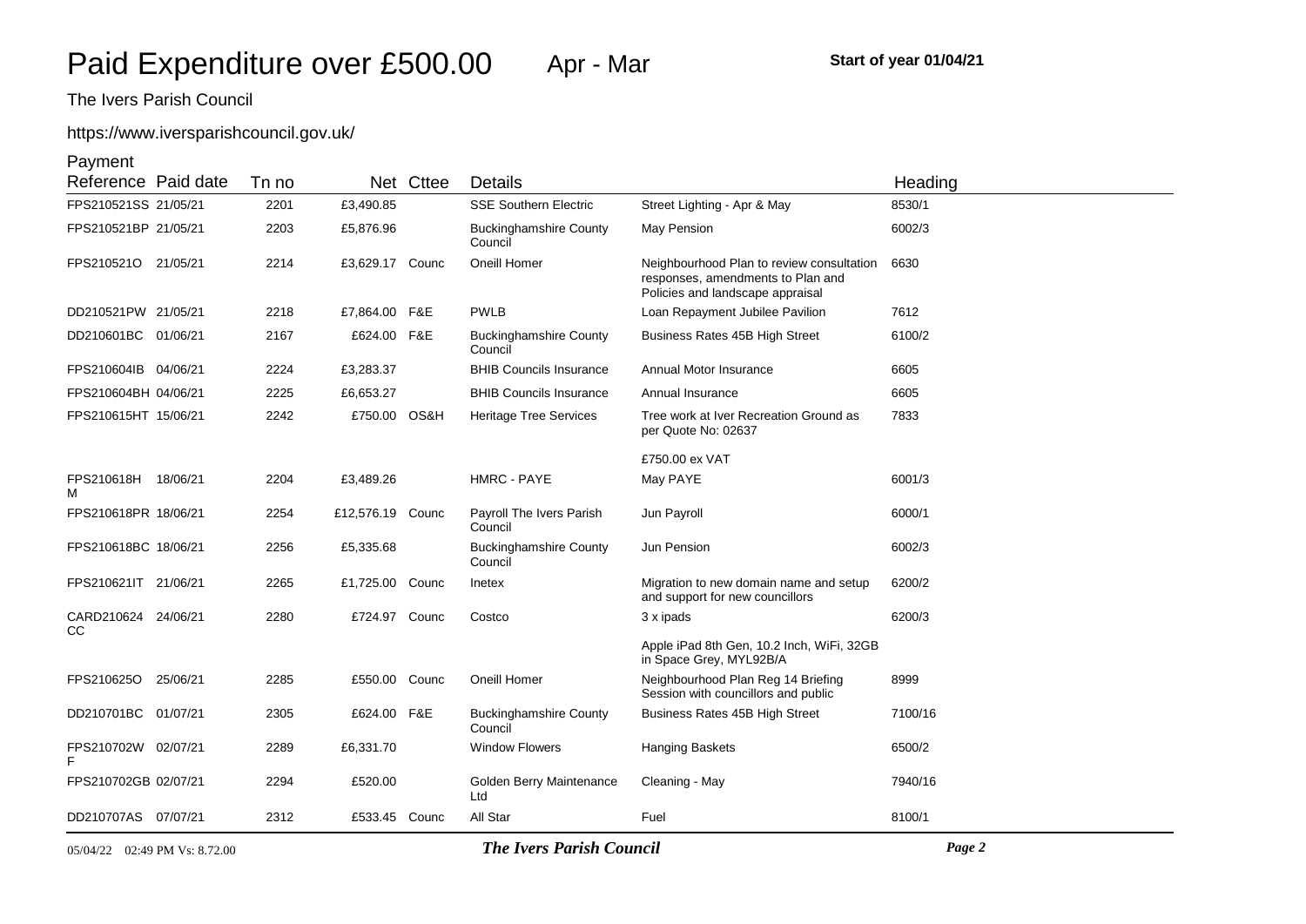# Paid Expenditure over £500.00 Apr - Mar

**Start of year 01/04/21**

The Ivers Parish Council

https://www.iversparishcouncil.gov.uk/

| Payment Reference | Paid date | Tn no | Net | Cttee | Details | | Heading |
|---|---|---|---|---|---|---|---|
| FPS210521SS | 21/05/21 | 2201 | £3,490.85 | | SSE Southern Electric | Street Lighting - Apr & May | 8530/1 |
| FPS210521BP | 21/05/21 | 2203 | £5,876.96 | | Buckinghamshire County Council | May Pension | 6002/3 |
| FPS210521O | 21/05/21 | 2214 | £3,629.17 | Counc | Oneill Homer | Neighbourhood Plan to review consultation responses, amendments to Plan and Policies and landscape appraisal | 6630 |
| DD210521PW | 21/05/21 | 2218 | £7,864.00 | F&E | PWLB | Loan Repayment Jubilee Pavilion | 7612 |
| DD210601BC | 01/06/21 | 2167 | £624.00 | F&E | Buckinghamshire County Council | Business Rates 45B High Street | 6100/2 |
| FPS210604IB | 04/06/21 | 2224 | £3,283.37 | | BHIB Councils Insurance | Annual Motor Insurance | 6605 |
| FPS210604BH | 04/06/21 | 2225 | £6,653.27 | | BHIB Councils Insurance | Annual Insurance | 6605 |
| FPS210615HT | 15/06/21 | 2242 | £750.00 | OS&H | Heritage Tree Services | Tree work at Iver Recreation Ground as per Quote No: 02637 £750.00 ex VAT | 7833 |
| FPS210618HM | 18/06/21 | 2204 | £3,489.26 | | HMRC - PAYE | May PAYE | 6001/3 |
| FPS210618PR | 18/06/21 | 2254 | £12,576.19 | Counc | Payroll The Ivers Parish Council | Jun Payroll | 6000/1 |
| FPS210618BC | 18/06/21 | 2256 | £5,335.68 | | Buckinghamshire County Council | Jun Pension | 6002/3 |
| FPS210621IT | 21/06/21 | 2265 | £1,725.00 | Counc | Inetex | Migration to new domain name and setup and support for new councillors | 6200/2 |
| CARD210624CC | 24/06/21 | 2280 | £724.97 | Counc | Costco | 3 x ipads Apple iPad 8th Gen, 10.2 Inch, WiFi, 32GB in Space Grey, MYL92B/A | 6200/3 |
| FPS210625O | 25/06/21 | 2285 | £550.00 | Counc | Oneill Homer | Neighbourhood Plan Reg 14 Briefing Session with councillors and public | 8999 |
| DD210701BC | 01/07/21 | 2305 | £624.00 | F&E | Buckinghamshire County Council | Business Rates 45B High Street | 7100/16 |
| FPS210702WF | 02/07/21 | 2289 | £6,331.70 | | Window Flowers | Hanging Baskets | 6500/2 |
| FPS210702GB | 02/07/21 | 2294 | £520.00 | | Golden Berry Maintenance Ltd | Cleaning - May | 7940/16 |
| DD210707AS | 07/07/21 | 2312 | £533.45 | Counc | All Star | Fuel | 8100/1 |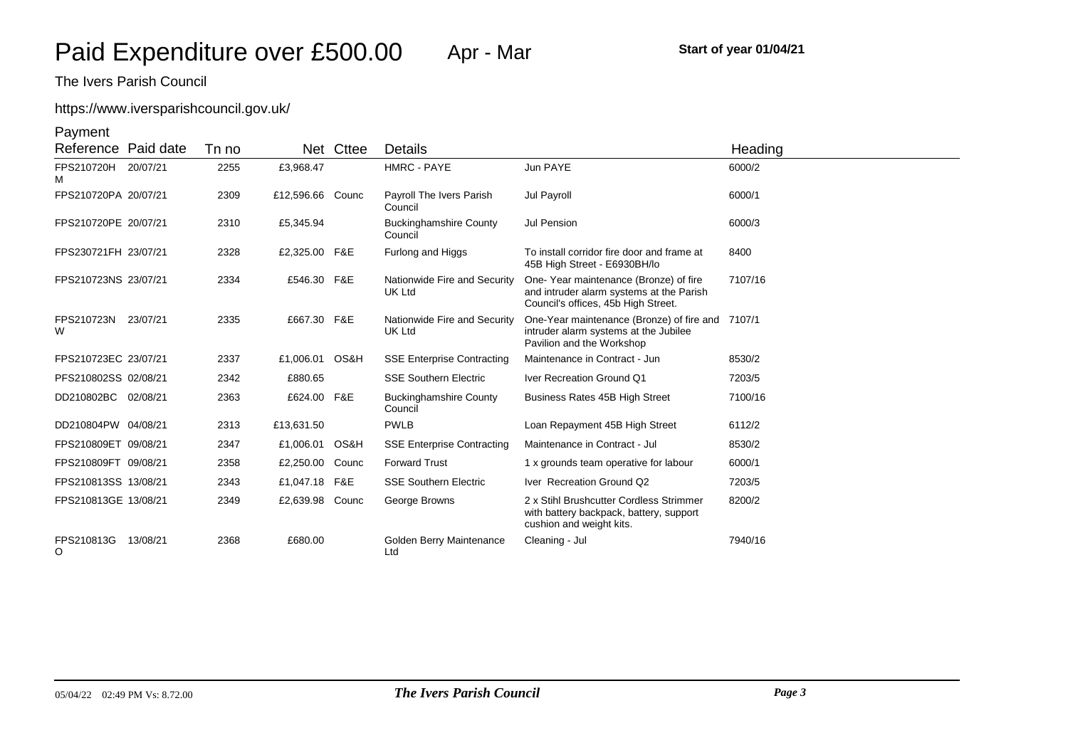# Paid Expenditure over £500.00 Apr - Mar

**Start of year 01/04/21**

The Ivers Parish Council

https://www.iversparishcouncil.gov.uk/

| Payment Reference | Paid date | Tn no | Net | Cttee | Details | | Heading |
|---|---|---|---|---|---|---|---|
| FPS210720HM | 20/07/21 | 2255 | £3,968.47 | | HMRC - PAYE | Jun PAYE | 6000/2 |
| FPS210720PA | 20/07/21 | 2309 | £12,596.66 | Counc | Payroll The Ivers Parish Council | Jul Payroll | 6000/1 |
| FPS210720PE | 20/07/21 | 2310 | £5,345.94 | | Buckinghamshire County Council | Jul Pension | 6000/3 |
| FPS230721FH | 23/07/21 | 2328 | £2,325.00 | F&E | Furlong and Higgs | To install corridor fire door and frame at 45B High Street - E6930BH/lo | 8400 |
| FPS210723NS | 23/07/21 | 2334 | £546.30 | F&E | Nationwide Fire and Security UK Ltd | One- Year maintenance (Bronze) of fire and intruder alarm systems at the Parish Council's offices, 45b High Street. | 7107/16 |
| FPS210723NW | 23/07/21 | 2335 | £667.30 | F&E | Nationwide Fire and Security UK Ltd | One-Year maintenance (Bronze) of fire and intruder alarm systems at the Jubilee Pavilion and the Workshop | 7107/1 |
| FPS210723EC | 23/07/21 | 2337 | £1,006.01 | OS&H | SSE Enterprise Contracting | Maintenance in Contract - Jun | 8530/2 |
| PFS210802SS | 02/08/21 | 2342 | £880.65 | | SSE Southern Electric | Iver Recreation Ground Q1 | 7203/5 |
| DD210802BC | 02/08/21 | 2363 | £624.00 | F&E | Buckinghamshire County Council | Business Rates 45B High Street | 7100/16 |
| DD210804PW | 04/08/21 | 2313 | £13,631.50 | | PWLB | Loan Repayment 45B High Street | 6112/2 |
| FPS210809ET | 09/08/21 | 2347 | £1,006.01 | OS&H | SSE Enterprise Contracting | Maintenance in Contract - Jul | 8530/2 |
| FPS210809FT | 09/08/21 | 2358 | £2,250.00 | Counc | Forward Trust | 1 x grounds team operative for labour | 6000/1 |
| FPS210813SS | 13/08/21 | 2343 | £1,047.18 | F&E | SSE Southern Electric | Iver Recreation Ground Q2 | 7203/5 |
| FPS210813GE | 13/08/21 | 2349 | £2,639.98 | Counc | George Browns | 2 x Stihl Brushcutter Cordless Strimmer with battery backpack, battery, support cushion and weight kits. | 8200/2 |
| FPS210813GO | 13/08/21 | 2368 | £680.00 | | Golden Berry Maintenance Ltd | Cleaning - Jul | 7940/16 |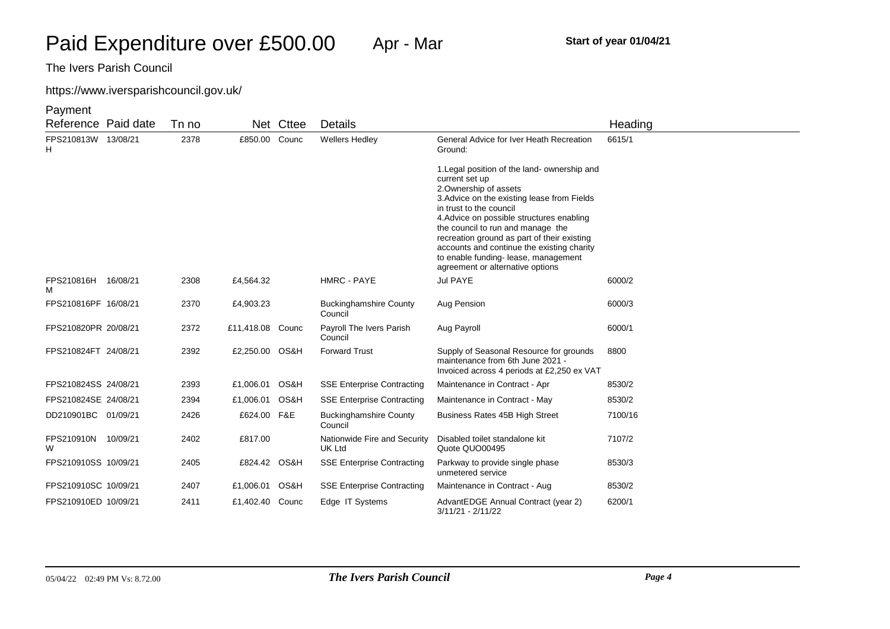# Paid Expenditure over £500.00 Apr - Mar

**Start of year 01/04/21**

The Ivers Parish Council

https://www.iversparishcouncil.gov.uk/

| Payment Reference | Paid date | Tn no | Net | Cttee | Details | | Heading |
|---|---|---|---|---|---|---|---|
| FPS210813WH | 13/08/21 | 2378 | £850.00 | Counc | Wellers Hedley | General Advice for Iver Heath Recreation Ground:<br><br>1.Legal position of the land- ownership and current set up<br>2.Ownership of assets<br>3.Advice on the existing lease from Fields in trust to the council<br>4.Advice on possible structures enabling the council to run and manage the recreation ground as part of their existing accounts and continue the existing charity to enable funding- lease, management agreement or alternative options | 6615/1 |
| FPS210816HM | 16/08/21 | 2308 | £4,564.32 | | HMRC - PAYE | Jul PAYE | 6000/2 |
| FPS210816PF | 16/08/21 | 2370 | £4,903.23 | | Buckinghamshire County Council | Aug Pension | 6000/3 |
| FPS210820PR | 20/08/21 | 2372 | £11,418.08 | Counc | Payroll The Ivers Parish Council | Aug Payroll | 6000/1 |
| FPS210824FT | 24/08/21 | 2392 | £2,250.00 | OS&H | Forward Trust | Supply of Seasonal Resource for grounds maintenance from 6th June 2021 - Invoiced across 4 periods at £2,250 ex VAT | 8800 |
| FPS210824SS | 24/08/21 | 2393 | £1,006.01 | OS&H | SSE Enterprise Contracting | Maintenance in Contract - Apr | 8530/2 |
| FPS210824SE | 24/08/21 | 2394 | £1,006.01 | OS&H | SSE Enterprise Contracting | Maintenance in Contract - May | 8530/2 |
| DD210901BC | 01/09/21 | 2426 | £624.00 | F&E | Buckinghamshire County Council | Business Rates 45B High Street | 7100/16 |
| FPS210910NW | 10/09/21 | 2402 | £817.00 | | Nationwide Fire and Security UK Ltd | Disabled toilet standalone kit Quote QUO00495 | 7107/2 |
| FPS210910SS | 10/09/21 | 2405 | £824.42 | OS&H | SSE Enterprise Contracting | Parkway to provide single phase unmetered service | 8530/3 |
| FPS210910SC | 10/09/21 | 2407 | £1,006.01 | OS&H | SSE Enterprise Contracting | Maintenance in Contract - Aug | 8530/2 |
| FPS210910ED | 10/09/21 | 2411 | £1,402.40 | Counc | Edge IT Systems | AdvantEDGE Annual Contract (year 2) 3/11/21 - 2/11/22 | 6200/1 |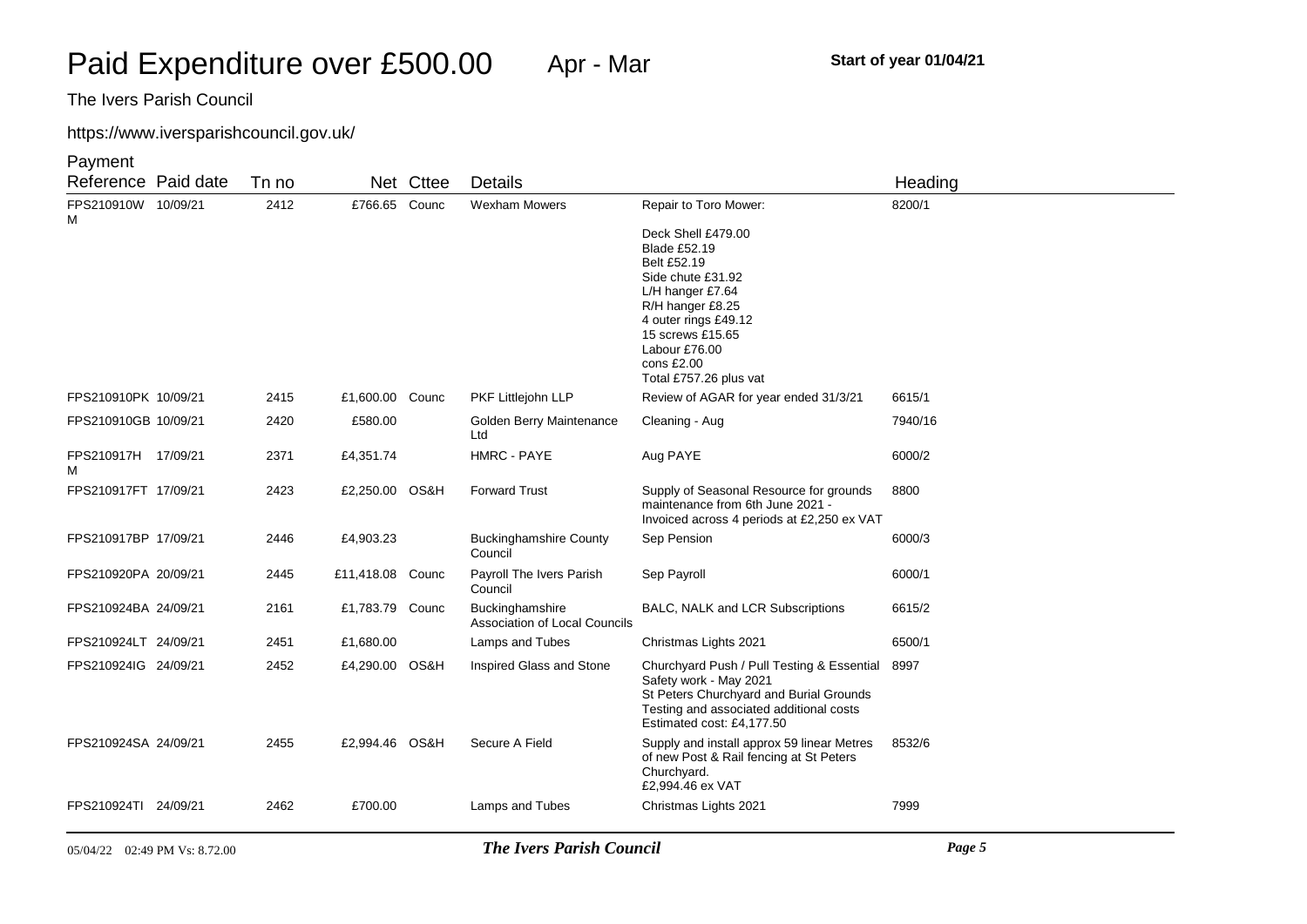# Paid Expenditure over £500.00 Apr - Mar

**Start of year 01/04/21**

The Ivers Parish Council

https://www.iversparishcouncil.gov.uk/

| Payment Reference | Paid date | Tn no | Net | Cttee | Details | | Heading |
|---|---|---|---|---|---|---|---|
| FPS210910WM | 10/09/21 | 2412 | £766.65 | Counc | Wexham Mowers | Repair to Toro Mower:<br><br>Deck Shell £479.00<br>Blade £52.19<br>Belt £52.19<br>Side chute £31.92<br>L/H hanger £7.64<br>R/H hanger £8.25<br>4 outer rings £49.12<br>15 screws £15.65<br>Labour £76.00<br>cons £2.00<br>Total £757.26 plus vat | 8200/1 |
| FPS210910PK | 10/09/21 | 2415 | £1,600.00 | Counc | PKF Littlejohn LLP | Review of AGAR for year ended 31/3/21 | 6615/1 |
| FPS210910GB | 10/09/21 | 2420 | £580.00 | | Golden Berry Maintenance Ltd | Cleaning - Aug | 7940/16 |
| FPS210917HM | 17/09/21 | 2371 | £4,351.74 | | HMRC - PAYE | Aug PAYE | 6000/2 |
| FPS210917FT | 17/09/21 | 2423 | £2,250.00 | OS&H | Forward Trust | Supply of Seasonal Resource for grounds maintenance from 6th June 2021 - Invoiced across 4 periods at £2,250 ex VAT | 8800 |
| FPS210917BP | 17/09/21 | 2446 | £4,903.23 | | Buckinghamshire County Council | Sep Pension | 6000/3 |
| FPS210920PA | 20/09/21 | 2445 | £11,418.08 | Counc | Payroll The Ivers Parish Council | Sep Payroll | 6000/1 |
| FPS210924BA | 24/09/21 | 2161 | £1,783.79 | Counc | Buckinghamshire Association of Local Councils | BALC, NALK and LCR Subscriptions | 6615/2 |
| FPS210924LT | 24/09/21 | 2451 | £1,680.00 | | Lamps and Tubes | Christmas Lights 2021 | 6500/1 |
| FPS210924IG | 24/09/21 | 2452 | £4,290.00 | OS&H | Inspired Glass and Stone | Churchyard Push / Pull Testing & Essential Safety work - May 2021<br>St Peters Churchyard and Burial Grounds Testing and associated additional costs<br>Estimated cost: £4,177.50 | 8997 |
| FPS210924SA | 24/09/21 | 2455 | £2,994.46 | OS&H | Secure A Field | Supply and install approx 59 linear Metres of new Post & Rail fencing at St Peters Churchyard.<br>£2,994.46 ex VAT | 8532/6 |
| FPS210924TI | 24/09/21 | 2462 | £700.00 | | Lamps and Tubes | Christmas Lights 2021 | 7999 |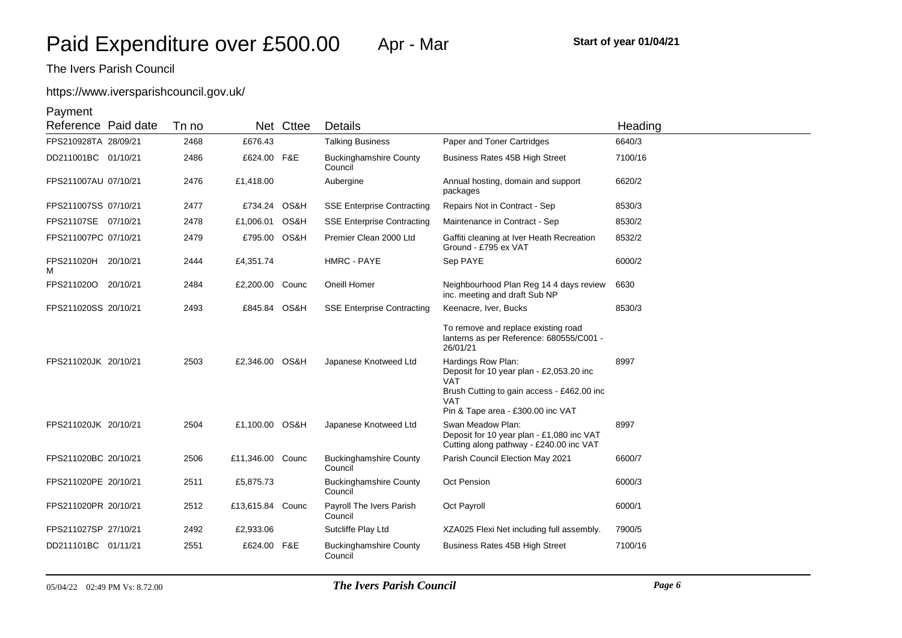# Paid Expenditure over £500.00 Apr - Mar

**Start of year 01/04/21**

The Ivers Parish Council

https://www.iversparishcouncil.gov.uk/

| Payment Reference | Paid date | Tn no | Net | Cttee | Details | | Heading |
|---|---|---|---|---|---|---|---|
| FPS210928TA | 28/09/21 | 2468 | £676.43 | | Talking Business | Paper and Toner Cartridges | 6640/3 |
| DD211001BC | 01/10/21 | 2486 | £624.00 | F&E | Buckinghamshire County Council | Business Rates 45B High Street | 7100/16 |
| FPS211007AU | 07/10/21 | 2476 | £1,418.00 | | Aubergine | Annual hosting, domain and support packages | 6620/2 |
| FPS211007SS | 07/10/21 | 2477 | £734.24 | OS&H | SSE Enterprise Contracting | Repairs Not in Contract - Sep | 8530/3 |
| FPS21107SE | 07/10/21 | 2478 | £1,006.01 | OS&H | SSE Enterprise Contracting | Maintenance in Contract - Sep | 8530/2 |
| FPS211007PC | 07/10/21 | 2479 | £795.00 | OS&H | Premier Clean 2000 Ltd | Gaffiti cleaning at Iver Heath Recreation Ground - £795 ex VAT | 8532/2 |
| FPS211020HM | 20/10/21 | 2444 | £4,351.74 | | HMRC - PAYE | Sep PAYE | 6000/2 |
| FPS211020O | 20/10/21 | 2484 | £2,200.00 | Counc | Oneill Homer | Neighbourhood Plan Reg 14 4 days review inc. meeting and draft Sub NP | 6630 |
| FPS211020SS | 20/10/21 | 2493 | £845.84 | OS&H | SSE Enterprise Contracting | Keenacre, Iver, Bucks<br><br>To remove and replace existing road lanterns as per Reference: 680555/C001 - 26/01/21 | 8530/3 |
| FPS211020JK | 20/10/21 | 2503 | £2,346.00 | OS&H | Japanese Knotweed Ltd | Hardings Row Plan:<br>Deposit for 10 year plan - £2,053.20 inc VAT<br>Brush Cutting to gain access - £462.00 inc VAT<br>Pin & Tape area - £300.00 inc VAT | 8997 |
| FPS211020JK | 20/10/21 | 2504 | £1,100.00 | OS&H | Japanese Knotweed Ltd | Swan Meadow Plan:<br>Deposit for 10 year plan - £1,080 inc VAT<br>Cutting along pathway - £240.00 inc VAT | 8997 |
| FPS211020BC | 20/10/21 | 2506 | £11,346.00 | Counc | Buckinghamshire County Council | Parish Council Election May 2021 | 6600/7 |
| FPS211020PE | 20/10/21 | 2511 | £5,875.73 | | Buckinghamshire County Council | Oct Pension | 6000/3 |
| FPS211020PR | 20/10/21 | 2512 | £13,615.84 | Counc | Payroll The Ivers Parish Council | Oct Payroll | 6000/1 |
| FPS211027SP | 27/10/21 | 2492 | £2,933.06 | | Sutcliffe Play Ltd | XZA025 Flexi Net including full assembly. | 7900/5 |
| DD211101BC | 01/11/21 | 2551 | £624.00 | F&E | Buckinghamshire County Council | Business Rates 45B High Street | 7100/16 |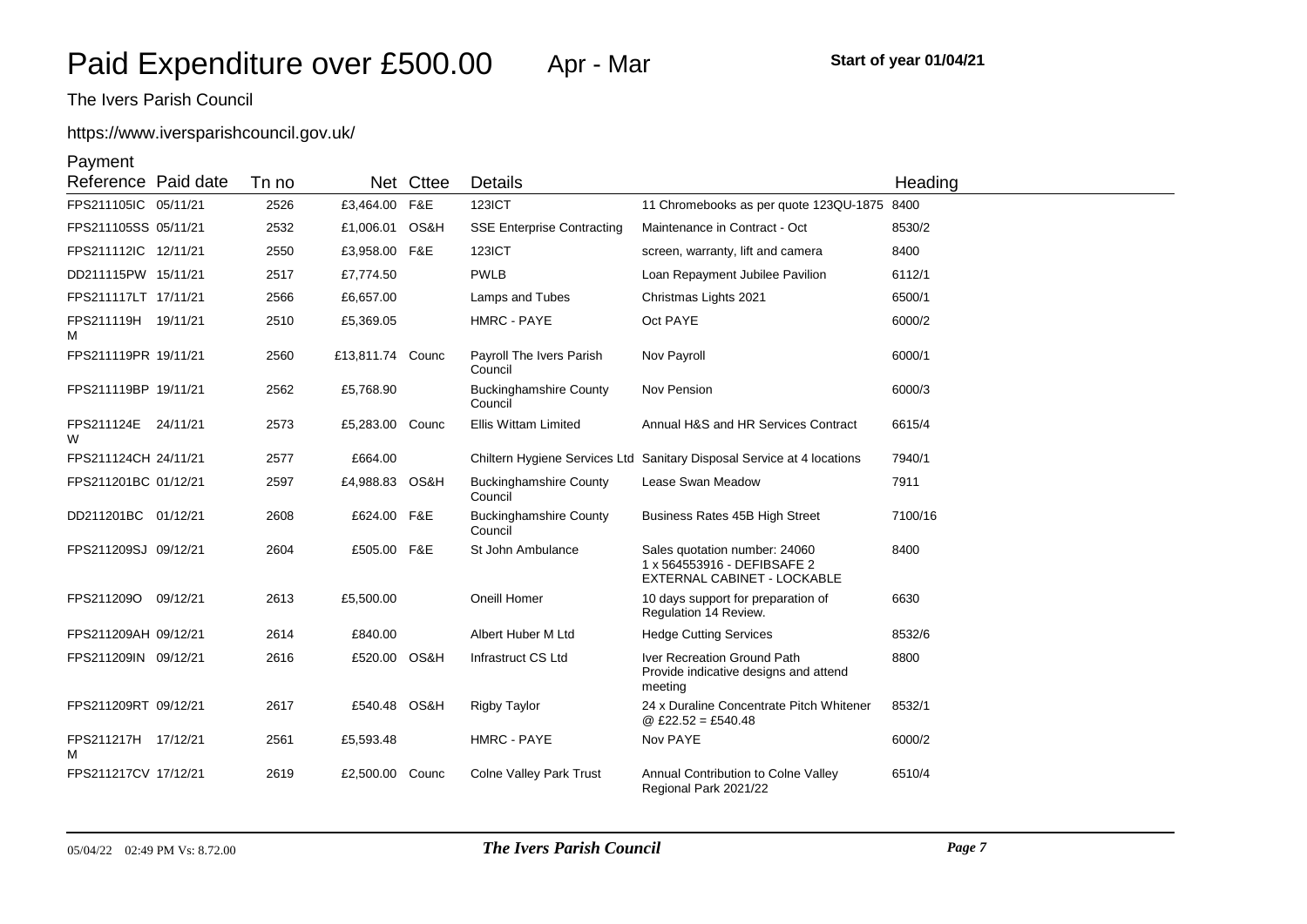# Paid Expenditure over £500.00 Apr - Mar

**Start of year 01/04/21**

The Ivers Parish Council

https://www.iversparishcouncil.gov.uk/

| Payment Reference | Paid date | Tn no | Net | Cttee | Details | | Heading |
|---|---|---|---|---|---|---|---|
| FPS211105IC | 05/11/21 | 2526 | £3,464.00 | F&E | 123ICT | 11 Chromebooks as per quote 123QU-1875 | 8400 |
| FPS211105SS | 05/11/21 | 2532 | £1,006.01 | OS&H | SSE Enterprise Contracting | Maintenance in Contract - Oct | 8530/2 |
| FPS211112IC | 12/11/21 | 2550 | £3,958.00 | F&E | 123ICT | screen, warranty, lift and camera | 8400 |
| DD211115PW | 15/11/21 | 2517 | £7,774.50 | | PWLB | Loan Repayment Jubilee Pavilion | 6112/1 |
| FPS211117LT | 17/11/21 | 2566 | £6,657.00 | | Lamps and Tubes | Christmas Lights 2021 | 6500/1 |
| FPS211119HM | 19/11/21 | 2510 | £5,369.05 | | HMRC - PAYE | Oct PAYE | 6000/2 |
| FPS211119PR | 19/11/21 | 2560 | £13,811.74 | Counc | Payroll The Ivers Parish Council | Nov Payroll | 6000/1 |
| FPS211119BP | 19/11/21 | 2562 | £5,768.90 | | Buckinghamshire County Council | Nov Pension | 6000/3 |
| FPS211124EW | 24/11/21 | 2573 | £5,283.00 | Counc | Ellis Wittam Limited | Annual H&S and HR Services Contract | 6615/4 |
| FPS211124CH | 24/11/21 | 2577 | £664.00 | | Chiltern Hygiene Services Ltd | Sanitary Disposal Service at 4 locations | 7940/1 |
| FPS211201BC | 01/12/21 | 2597 | £4,988.83 | OS&H | Buckinghamshire County Council | Lease Swan Meadow | 7911 |
| DD211201BC | 01/12/21 | 2608 | £624.00 | F&E | Buckinghamshire County Council | Business Rates 45B High Street | 7100/16 |
| FPS211209SJ | 09/12/21 | 2604 | £505.00 | F&E | St John Ambulance | Sales quotation number: 24060 1 x 564553916 - DEFIBSAFE 2 EXTERNAL CABINET - LOCKABLE | 8400 |
| FPS211209O | 09/12/21 | 2613 | £5,500.00 | | Oneill Homer | 10 days support for preparation of Regulation 14 Review. | 6630 |
| FPS211209AH | 09/12/21 | 2614 | £840.00 | | Albert Huber M Ltd | Hedge Cutting Services | 8532/6 |
| FPS211209IN | 09/12/21 | 2616 | £520.00 | OS&H | Infrastruct CS Ltd | Iver Recreation Ground Path Provide indicative designs and attend meeting | 8800 |
| FPS211209RT | 09/12/21 | 2617 | £540.48 | OS&H | Rigby Taylor | 24 x Duraline Concentrate Pitch Whitener @ £22.52 = £540.48 | 8532/1 |
| FPS211217HM | 17/12/21 | 2561 | £5,593.48 | | HMRC - PAYE | Nov PAYE | 6000/2 |
| FPS211217CV | 17/12/21 | 2619 | £2,500.00 | Counc | Colne Valley Park Trust | Annual Contribution to Colne Valley Regional Park 2021/22 | 6510/4 |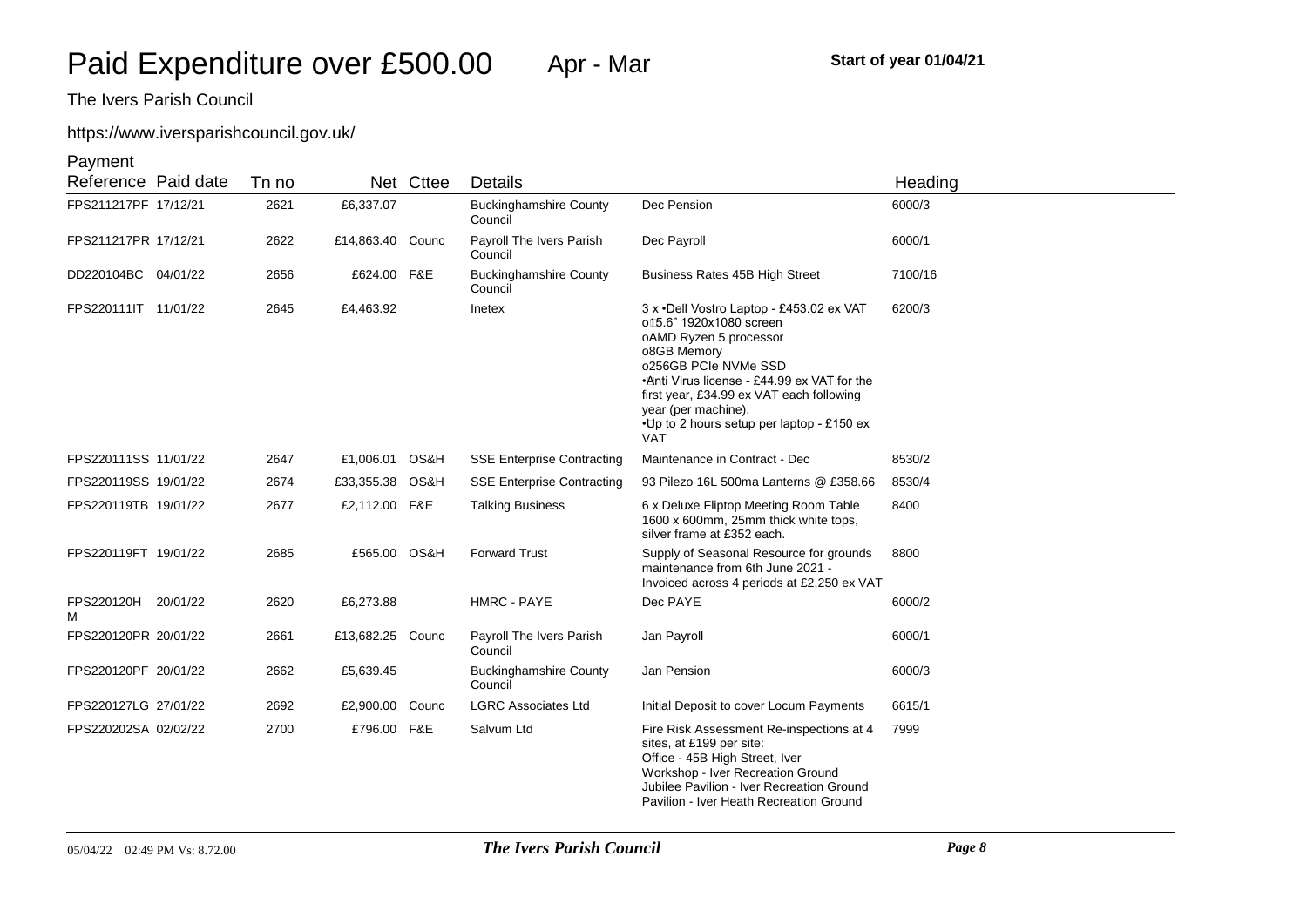# Paid Expenditure over £500.00 Apr - Mar

**Start of year 01/04/21**

The Ivers Parish Council

https://www.iversparishcouncil.gov.uk/

| Payment Reference | Paid date | Tn no | Net | Cttee | Details | | Heading |
|---|---|---|---|---|---|---|---|
| FPS211217PF | 17/12/21 | 2621 | £6,337.07 | | Buckinghamshire County Council | Dec Pension | 6000/3 |
| FPS211217PR | 17/12/21 | 2622 | £14,863.40 | Counc | Payroll The Ivers Parish Council | Dec Payroll | 6000/1 |
| DD220104BC | 04/01/22 | 2656 | £624.00 | F&E | Buckinghamshire County Council | Business Rates 45B High Street | 7100/16 |
| FPS220111IT | 11/01/22 | 2645 | £4,463.92 | | Inetex | 3 x •Dell Vostro Laptop - £453.02 ex VAT o15.6" 1920x1080 screen oAMD Ryzen 5 processor o8GB Memory o256GB PCIe NVMe SSD •Anti Virus license - £44.99 ex VAT for the first year, £34.99 ex VAT each following year (per machine). •Up to 2 hours setup per laptop - £150 ex VAT | 6200/3 |
| FPS220111SS | 11/01/22 | 2647 | £1,006.01 | OS&H | SSE Enterprise Contracting | Maintenance in Contract - Dec | 8530/2 |
| FPS220119SS | 19/01/22 | 2674 | £33,355.38 | OS&H | SSE Enterprise Contracting | 93 Pilezo 16L 500ma Lanterns @ £358.66 | 8530/4 |
| FPS220119TB | 19/01/22 | 2677 | £2,112.00 | F&E | Talking Business | 6 x Deluxe Fliptop Meeting Room Table 1600 x 600mm, 25mm thick white tops, silver frame at £352 each. | 8400 |
| FPS220119FT | 19/01/22 | 2685 | £565.00 | OS&H | Forward Trust | Supply of Seasonal Resource for grounds maintenance from 6th June 2021 - Invoiced across 4 periods at £2,250 ex VAT | 8800 |
| FPS220120HM | 20/01/22 | 2620 | £6,273.88 | | HMRC - PAYE | Dec PAYE | 6000/2 |
| FPS220120PR | 20/01/22 | 2661 | £13,682.25 | Counc | Payroll The Ivers Parish Council | Jan Payroll | 6000/1 |
| FPS220120PF | 20/01/22 | 2662 | £5,639.45 | | Buckinghamshire County Council | Jan Pension | 6000/3 |
| FPS220127LG | 27/01/22 | 2692 | £2,900.00 | Counc | LGRC Associates Ltd | Initial Deposit to cover Locum Payments | 6615/1 |
| FPS220202SA | 02/02/22 | 2700 | £796.00 | F&E | Salvum Ltd | Fire Risk Assessment Re-inspections at 4 sites, at £199 per site: Office - 45B High Street, Iver Workshop - Iver Recreation Ground Jubilee Pavilion - Iver Recreation Ground Pavilion - Iver Heath Recreation Ground | 7999 |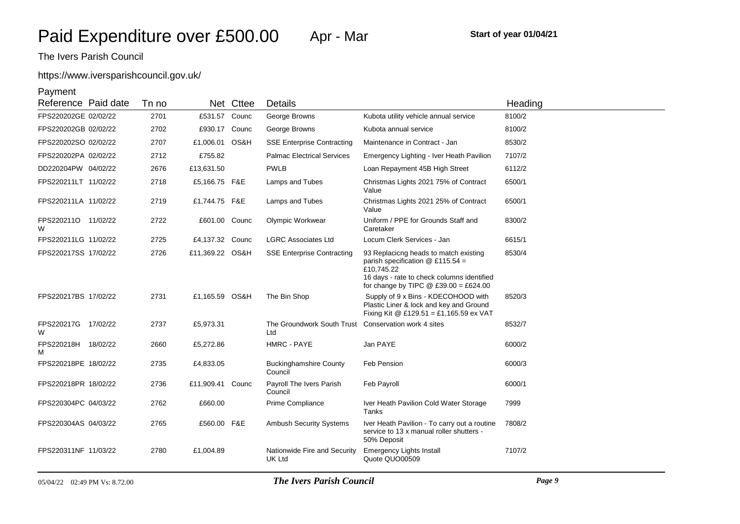# Paid Expenditure over £500.00 Apr - Mar

**Start of year 01/04/21**

The Ivers Parish Council

https://www.iversparishcouncil.gov.uk/

| Payment Reference | Paid date | Tn no | Net | Cttee | Details | | Heading |
|---|---|---|---|---|---|---|---|
| FPS220202GE | 02/02/22 | 2701 | £531.57 | Counc | George Browns | Kubota utility vehicle annual service | 8100/2 |
| FPS220202GB | 02/02/22 | 2702 | £930.17 | Counc | George Browns | Kubota annual service | 8100/2 |
| FPS220202SO | 02/02/22 | 2707 | £1,006.01 | OS&H | SSE Enterprise Contracting | Maintenance in Contract - Jan | 8530/2 |
| FPS220202PA | 02/02/22 | 2712 | £755.82 | | Palmac Electrical Services | Emergency Lighting - Iver Heath Pavilion | 7107/2 |
| DD220204PW | 04/02/22 | 2676 | £13,631.50 | | PWLB | Loan Repayment 45B High Street | 6112/2 |
| FPS220211LT | 11/02/22 | 2718 | £5,166.75 | F&E | Lamps and Tubes | Christmas Lights 2021 75% of Contract Value | 6500/1 |
| FPS220211LA | 11/02/22 | 2719 | £1,744.75 | F&E | Lamps and Tubes | Christmas Lights 2021 25% of Contract Value | 6500/1 |
| FPS220211OW | 11/02/22 | 2722 | £601.00 | Counc | Olympic Workwear | Uniform / PPE for Grounds Staff and Caretaker | 8300/2 |
| FPS220211LG | 11/02/22 | 2725 | £4,137.32 | Counc | LGRC Associates Ltd | Locum Clerk Services - Jan | 6615/1 |
| FPS220217SS | 17/02/22 | 2726 | £11,369.22 | OS&H | SSE Enterprise Contracting | 93 Replacicng heads to match existing parish specification @ £115.54 = £10,745.22<br>16 days - rate to check columns identified for change by TIPC @ £39.00 = £624.00 | 8530/4 |
| FPS220217BS | 17/02/22 | 2731 | £1,165.59 | OS&H | The Bin Shop | Supply of 9 x Bins - KDECOHOOD with Plastic Liner & lock and key and Ground Fixing Kit @ £129.51 = £1,165.59 ex VAT | 8520/3 |
| FPS220217GW | 17/02/22 | 2737 | £5,973.31 | | The Groundwork South Trust Ltd | Conservation work 4 sites | 8532/7 |
| FPS220218HM | 18/02/22 | 2660 | £5,272.86 | | HMRC - PAYE | Jan PAYE | 6000/2 |
| FPS220218PE | 18/02/22 | 2735 | £4,833.05 | | Buckinghamshire County Council | Feb Pension | 6000/3 |
| FPS220218PR | 18/02/22 | 2736 | £11,909.41 | Counc | Payroll The Ivers Parish Council | Feb Payroll | 6000/1 |
| FPS220304PC | 04/03/22 | 2762 | £660.00 | | Prime Compliance | Iver Heath Pavilion Cold Water Storage Tanks | 7999 |
| FPS220304AS | 04/03/22 | 2765 | £560.00 | F&E | Ambush Security Systems | Iver Heath Pavilion - To carry out a routine service to 13 x manual roller shutters - 50% Deposit | 7808/2 |
| FPS220311NF | 11/03/22 | 2780 | £1,004.89 | | Nationwide Fire and Security UK Ltd | Emergency Lights Install<br>Quote QUO00509 | 7107/2 |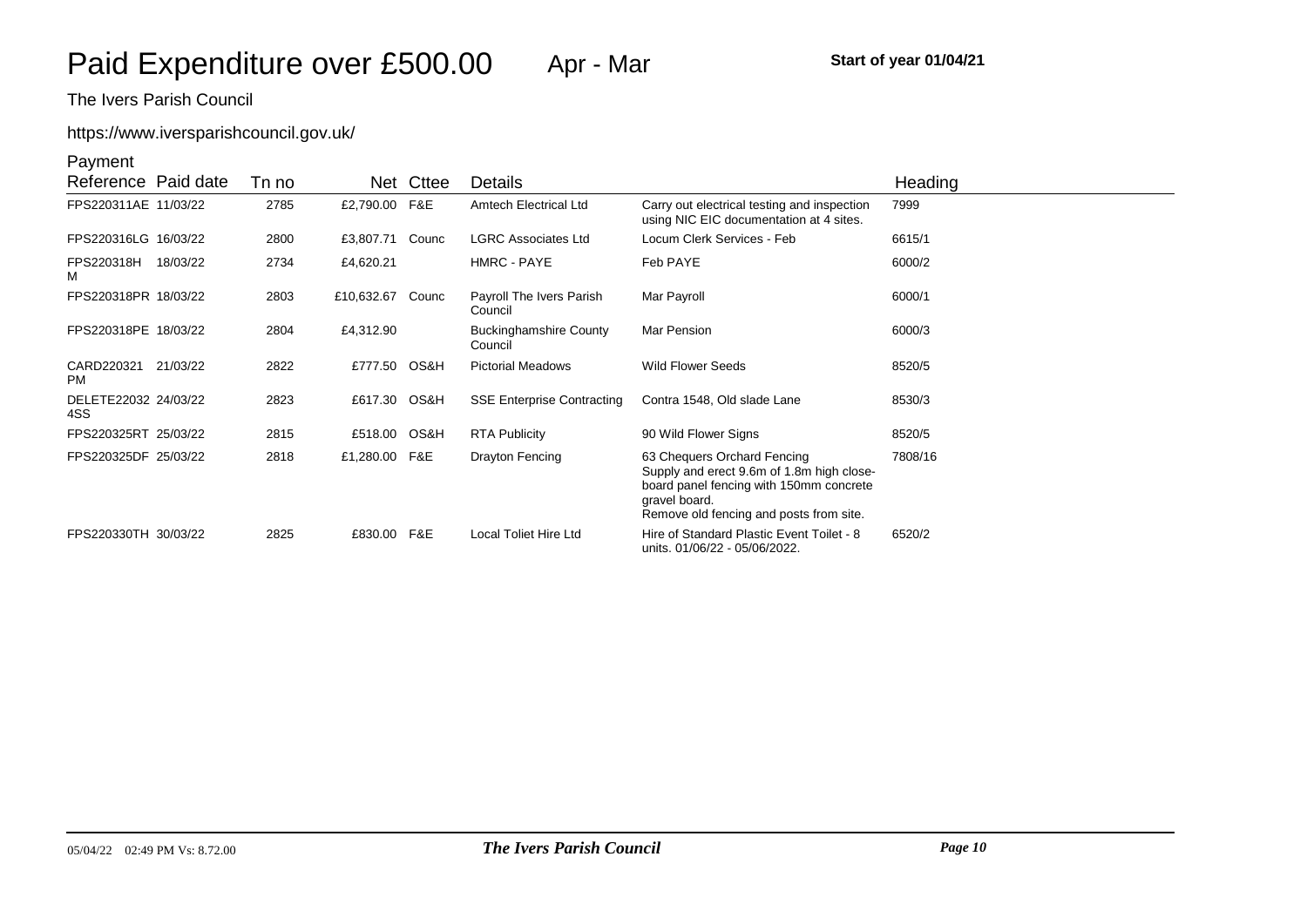# Paid Expenditure over £500.00 Apr - Mar

**Start of year 01/04/21**

The Ivers Parish Council

https://www.iversparishcouncil.gov.uk/

| Payment Reference | Paid date | Tn no | Net | Cttee | Details | | Heading |
|---|---|---|---|---|---|---|---|
| FPS220311AE | 11/03/22 | 2785 | £2,790.00 | F&E | Amtech Electrical Ltd | Carry out electrical testing and inspection using NIC EIC documentation at 4 sites. | 7999 |
| FPS220316LG | 16/03/22 | 2800 | £3,807.71 | Counc | LGRC Associates Ltd | Locum Clerk Services - Feb | 6615/1 |
| FPS220318HM | 18/03/22 | 2734 | £4,620.21 | | HMRC - PAYE | Feb PAYE | 6000/2 |
| FPS220318PR | 18/03/22 | 2803 | £10,632.67 | Counc | Payroll The Ivers Parish Council | Mar Payroll | 6000/1 |
| FPS220318PE | 18/03/22 | 2804 | £4,312.90 | | Buckinghamshire County Council | Mar Pension | 6000/3 |
| CARD220321PM | 21/03/22 | 2822 | £777.50 | OS&H | Pictorial Meadows | Wild Flower Seeds | 8520/5 |
| DELETE220324SS | 24/03/22 | 2823 | £617.30 | OS&H | SSE Enterprise Contracting | Contra 1548, Old slade Lane | 8530/3 |
| FPS220325RT | 25/03/22 | 2815 | £518.00 | OS&H | RTA Publicity | 90 Wild Flower Signs | 8520/5 |
| FPS220325DF | 25/03/22 | 2818 | £1,280.00 | F&E | Drayton Fencing | 63 Chequers Orchard Fencing Supply and erect 9.6m of 1.8m high close-board panel fencing with 150mm concrete gravel board. Remove old fencing and posts from site. | 7808/16 |
| FPS220330TH | 30/03/22 | 2825 | £830.00 | F&E | Local Toliet Hire Ltd | Hire of Standard Plastic Event Toilet - 8 units. 01/06/22 - 05/06/2022. | 6520/2 |